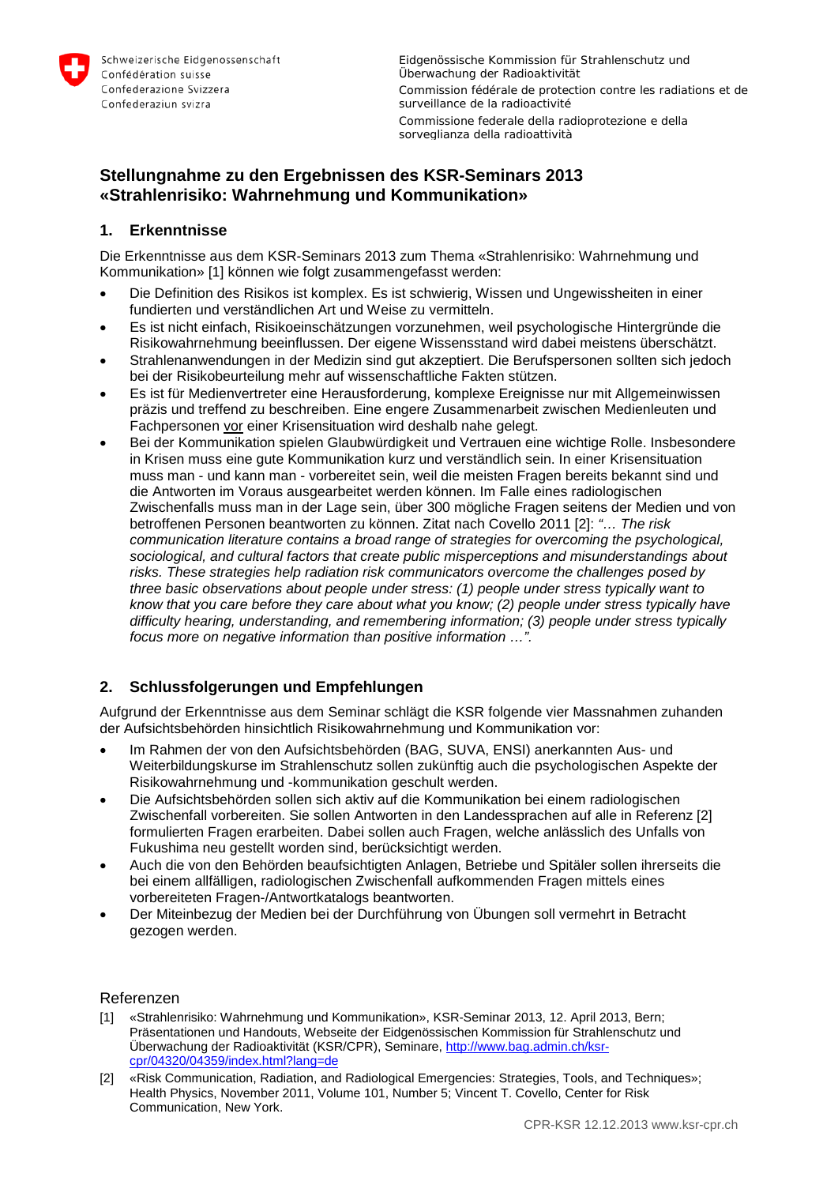Schweizerische Eidgenossenschaft
Confédération suisse
Confederazione Svizzera
Confederaziun svizra

Eidgenössische Kommission für Strahlenschutz und Überwachung der Radioaktivität
Commission fédérale de protection contre les radiations et de surveillance de la radioactivité
Commissione federale della radioprotezione e della sorveglianza della radioattività

## Stellungnahme zu den Ergebnissen des KSR-Seminars 2013 «Strahlenrisiko: Wahrnehmung und Kommunikation»

### 1. Erkenntnisse

Die Erkenntnisse aus dem KSR-Seminars 2013 zum Thema «Strahlenrisiko: Wahrnehmung und Kommunikation» [1] können wie folgt zusammengefasst werden:

- Die Definition des Risikos ist komplex. Es ist schwierig, Wissen und Ungewissheiten in einer fundierten und verständlichen Art und Weise zu vermitteln.
- Es ist nicht einfach, Risikoeinschätzungen vorzunehmen, weil psychologische Hintergründe die Risikowahrnehmung beeinflussen. Der eigene Wissensstand wird dabei meistens überschätzt.
- Strahlenanwendungen in der Medizin sind gut akzeptiert. Die Berufspersonen sollten sich jedoch bei der Risikobeurteilung mehr auf wissenschaftliche Fakten stützen.
- Es ist für Medienvertreter eine Herausforderung, komplexe Ereignisse nur mit Allgemeinwissen präzis und treffend zu beschreiben. Eine engere Zusammenarbeit zwischen Medienleuten und Fachpersonen vor einer Krisensituation wird deshalb nahe gelegt.
- Bei der Kommunikation spielen Glaubwürdigkeit und Vertrauen eine wichtige Rolle. Insbesondere in Krisen muss eine gute Kommunikation kurz und verständlich sein. In einer Krisensituation muss man - und kann man - vorbereitet sein, weil die meisten Fragen bereits bekannt sind und die Antworten im Voraus ausgearbeitet werden können. Im Falle eines radiologischen Zwischenfalls muss man in der Lage sein, über 300 mögliche Fragen seitens der Medien und von betroffenen Personen beantworten zu können. Zitat nach Covello 2011 [2]: *"… The risk communication literature contains a broad range of strategies for overcoming the psychological, sociological, and cultural factors that create public misperceptions and misunderstandings about risks. These strategies help radiation risk communicators overcome the challenges posed by three basic observations about people under stress: (1) people under stress typically want to know that you care before they care about what you know; (2) people under stress typically have difficulty hearing, understanding, and remembering information; (3) people under stress typically focus more on negative information than positive information …".*

### 2. Schlussfolgerungen und Empfehlungen

Aufgrund der Erkenntnisse aus dem Seminar schlägt die KSR folgende vier Massnahmen zuhanden der Aufsichtsbehörden hinsichtlich Risikowahrnehmung und Kommunikation vor:

- Im Rahmen der von den Aufsichtsbehörden (BAG, SUVA, ENSI) anerkannten Aus- und Weiterbildungskurse im Strahlenschutz sollen zukünftig auch die psychologischen Aspekte der Risikowahrnehmung und -kommunikation geschult werden.
- Die Aufsichtsbehörden sollen sich aktiv auf die Kommunikation bei einem radiologischen Zwischenfall vorbereiten. Sie sollen Antworten in den Landessprachen auf alle in Referenz [2] formulierten Fragen erarbeiten. Dabei sollen auch Fragen, welche anlässlich des Unfalls von Fukushima neu gestellt worden sind, berücksichtigt werden.
- Auch die von den Behörden beaufsichtigten Anlagen, Betriebe und Spitäler sollen ihrerseits die bei einem allfälligen, radiologischen Zwischenfall aufkommenden Fragen mittels eines vorbereiteten Fragen-/Antwortkatalogs beantworten.
- Der Miteinbezug der Medien bei der Durchführung von Übungen soll vermehrt in Betracht gezogen werden.

### Referenzen

[1] «Strahlenrisiko: Wahrnehmung und Kommunikation», KSR-Seminar 2013, 12. April 2013, Bern; Präsentationen und Handouts, Webseite der Eidgenössischen Kommission für Strahlenschutz und Überwachung der Radioaktivität (KSR/CPR), Seminare, http://www.bag.admin.ch/ksr-cpr/04320/04359/index.html?lang=de

[2] «Risk Communication, Radiation, and Radiological Emergencies: Strategies, Tools, and Techniques»; Health Physics, November 2011, Volume 101, Number 5; Vincent T. Covello, Center for Risk Communication, New York.

CPR-KSR 12.12.2013 www.ksr-cpr.ch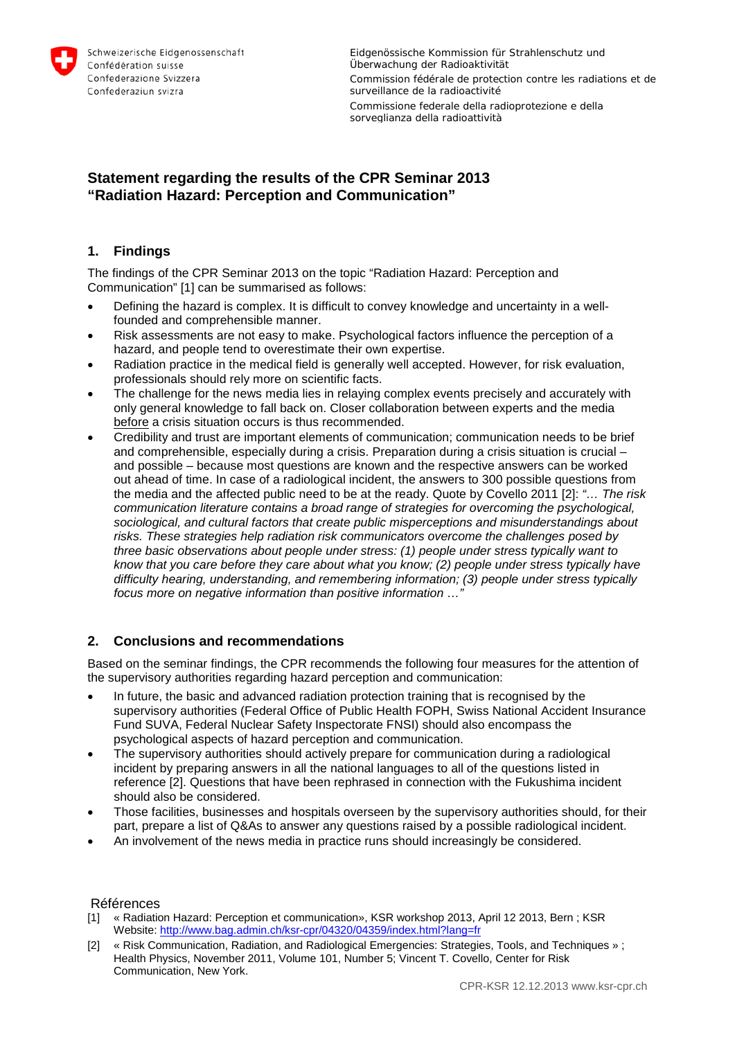Schweizerische Eidgenossenschaft
Confédération suisse
Confederazione Svizzera
Confederaziun svizra

Eidgenössische Kommission für Strahlenschutz und Überwachung der Radioaktivität

Commission fédérale de protection contre les radiations et de surveillance de la radioactivité

Commissione federale della radioprotezione e della sorveglianza della radioattività

## Statement regarding the results of the CPR Seminar 2013 "Radiation Hazard: Perception and Communication"

### 1. Findings

The findings of the CPR Seminar 2013 on the topic "Radiation Hazard: Perception and Communication" [1] can be summarised as follows:

- Defining the hazard is complex. It is difficult to convey knowledge and uncertainty in a well-founded and comprehensible manner.
- Risk assessments are not easy to make. Psychological factors influence the perception of a hazard, and people tend to overestimate their own expertise.
- Radiation practice in the medical field is generally well accepted. However, for risk evaluation, professionals should rely more on scientific facts.
- The challenge for the news media lies in relaying complex events precisely and accurately with only general knowledge to fall back on. Closer collaboration between experts and the media before a crisis situation occurs is thus recommended.
- Credibility and trust are important elements of communication; communication needs to be brief and comprehensible, especially during a crisis. Preparation during a crisis situation is crucial – and possible – because most questions are known and the respective answers can be worked out ahead of time. In case of a radiological incident, the answers to 300 possible questions from the media and the affected public need to be at the ready. Quote by Covello 2011 [2]: *"… The risk communication literature contains a broad range of strategies for overcoming the psychological, sociological, and cultural factors that create public misperceptions and misunderstandings about risks. These strategies help radiation risk communicators overcome the challenges posed by three basic observations about people under stress: (1) people under stress typically want to know that you care before they care about what you know; (2) people under stress typically have difficulty hearing, understanding, and remembering information; (3) people under stress typically focus more on negative information than positive information …"*

### 2. Conclusions and recommendations

Based on the seminar findings, the CPR recommends the following four measures for the attention of the supervisory authorities regarding hazard perception and communication:

- In future, the basic and advanced radiation protection training that is recognised by the supervisory authorities (Federal Office of Public Health FOPH, Swiss National Accident Insurance Fund SUVA, Federal Nuclear Safety Inspectorate FNSI) should also encompass the psychological aspects of hazard perception and communication.
- The supervisory authorities should actively prepare for communication during a radiological incident by preparing answers in all the national languages to all of the questions listed in reference [2]. Questions that have been rephrased in connection with the Fukushima incident should also be considered.
- Those facilities, businesses and hospitals overseen by the supervisory authorities should, for their part, prepare a list of Q&As to answer any questions raised by a possible radiological incident.
- An involvement of the news media in practice runs should increasingly be considered.

Références

[1] « Radiation Hazard: Perception et communication», KSR workshop 2013, April 12 2013, Bern ; KSR Website: http://www.bag.admin.ch/ksr-cpr/04320/04359/index.html?lang=fr

[2] « Risk Communication, Radiation, and Radiological Emergencies: Strategies, Tools, and Techniques » ; Health Physics, November 2011, Volume 101, Number 5; Vincent T. Covello, Center for Risk Communication, New York.

CPR-KSR 12.12.2013 www.ksr-cpr.ch